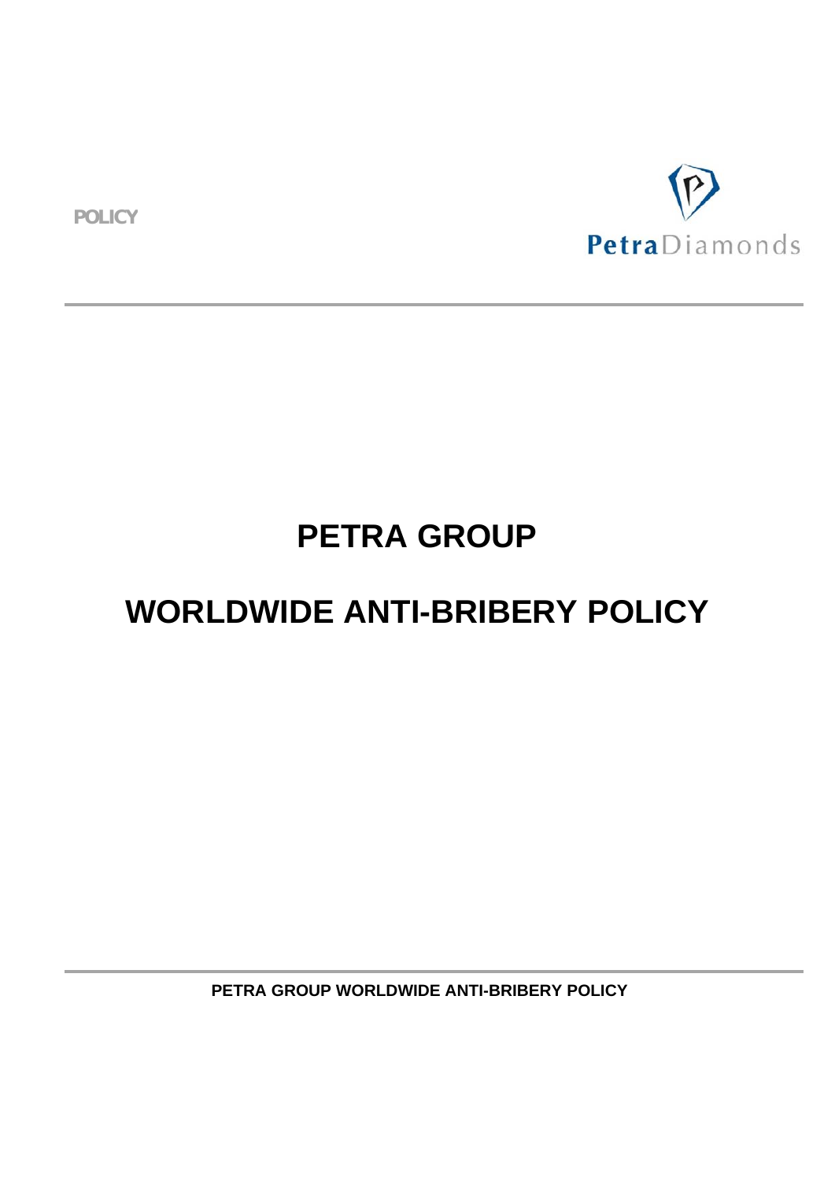POLICY

PetraDiamonds

# PETRA GROUP

# WORLDWIDE ANTI-BRIBERY POLICY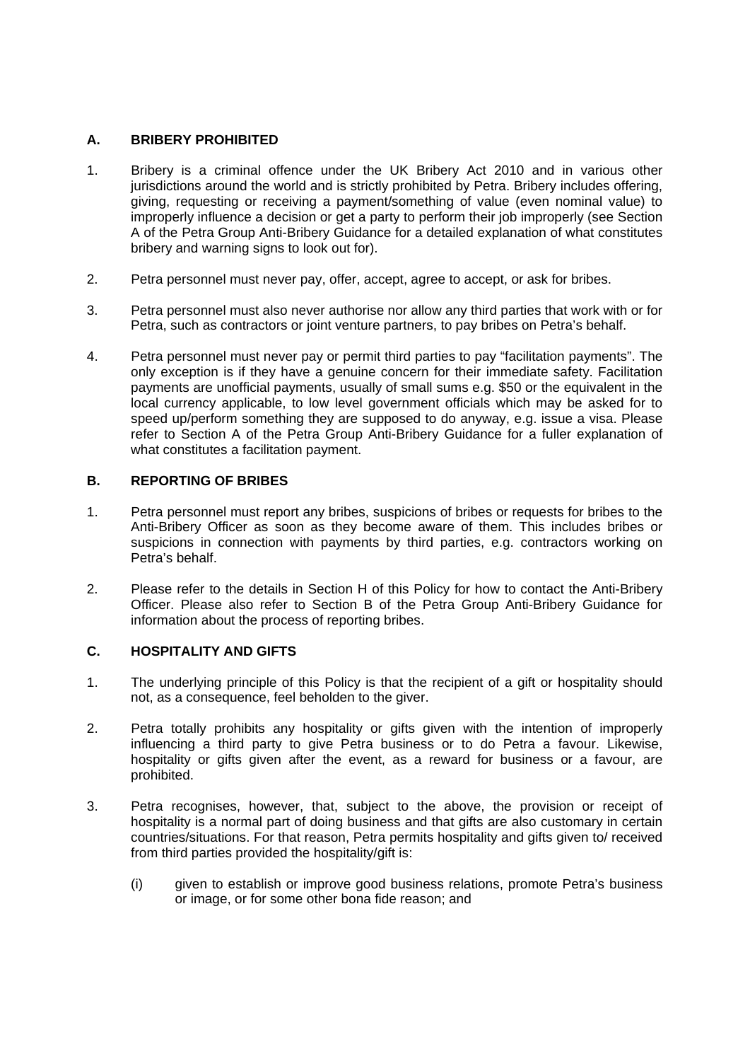## A. BRIBERY PROHIBITED

1. Bribery is a criminal offence under the UK Bribery Act 2010 and in various other jurisdictions around the world and is strictly prohibited by Petra. Bribery includes offering, giving, requesting or receiving a payment/something of value (even nominal value) to improperly influence a decision or get a party to perform their job improperly (see Section A of the Petra Group Anti-Bribery Guidance for a detailed explanation of what constitutes bribery and warning signs to look out for).

2. Petra personnel must never pay, offer, accept, agree to accept, or ask for bribes.

3. Petra personnel must also never authorise nor allow any third parties that work with or for Petra, such as contractors or joint venture partners, to pay bribes on Petra's behalf.

4. Petra personnel must never pay or permit third parties to pay "facilitation payments". The only exception is if they have a genuine concern for their immediate safety. Facilitation payments are unofficial payments, usually of small sums e.g. $50 or the equivalent in the local currency applicable, to low level government officials which may be asked for to speed up/perform something they are supposed to do anyway, e.g. issue a visa. Please refer to Section A of the Petra Group Anti-Bribery Guidance for a fuller explanation of what constitutes a facilitation payment.

## B. REPORTING OF BRIBES

1. Petra personnel must report any bribes, suspicions of bribes or requests for bribes to the Anti-Bribery Officer as soon as they become aware of them. This includes bribes or suspicions in connection with payments by third parties, e.g. contractors working on Petra's behalf.

2. Please refer to the details in Section H of this Policy for how to contact the Anti-Bribery Officer. Please also refer to Section B of the Petra Group Anti-Bribery Guidance for information about the process of reporting bribes.

## C. HOSPITALITY AND GIFTS

1. The underlying principle of this Policy is that the recipient of a gift or hospitality should not, as a consequence, feel beholden to the giver.

2. Petra totally prohibits any hospitality or gifts given with the intention of improperly influencing a third party to give Petra business or to do Petra a favour. Likewise, hospitality or gifts given after the event, as a reward for business or a favour, are prohibited.

3. Petra recognises, however, that, subject to the above, the provision or receipt of hospitality is a normal part of doing business and that gifts are also customary in certain countries/situations. For that reason, Petra permits hospitality and gifts given to/ received from third parties provided the hospitality/gift is:

   (i) given to establish or improve good business relations, promote Petra's business or image, or for some other bona fide reason; and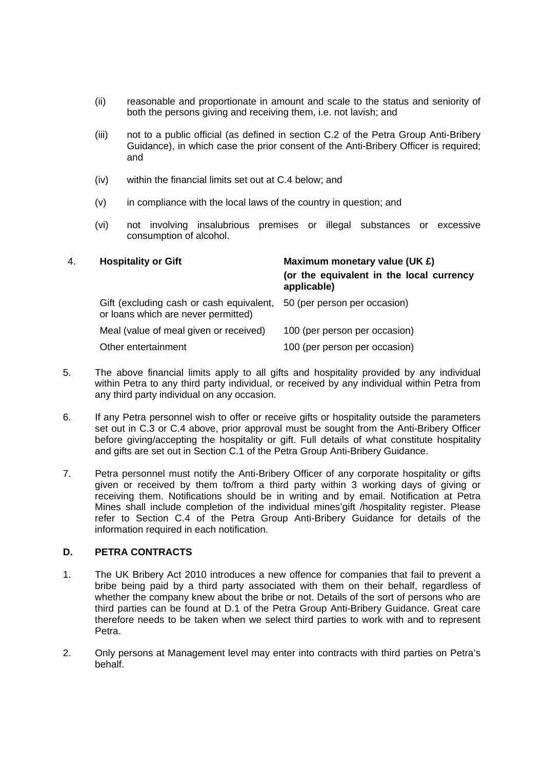(ii) reasonable and proportionate in amount and scale to the status and seniority of both the persons giving and receiving them, i.e. not lavish; and

(iii) not to a public official (as defined in section C.2 of the Petra Group Anti-Bribery Guidance), in which case the prior consent of the Anti-Bribery Officer is required; and

(iv) within the financial limits set out at C.4 below; and

(v) in compliance with the local laws of the country in question; and

(vi) not involving insalubrious premises or illegal substances or excessive consumption of alcohol.

4.

| **Hospitality or Gift** | **Maximum monetary value (UK £) (or the equivalent in the local currency applicable)** |
|---|---|
| Gift (excluding cash or cash equivalent, or loans which are never permitted) | 50 (per person per occasion) |
| Meal (value of meal given or received) | 100 (per person per occasion) |
| Other entertainment | 100 (per person per occasion) |

5. The above financial limits apply to all gifts and hospitality provided by any individual within Petra to any third party individual, or received by any individual within Petra from any third party individual on any occasion.

6. If any Petra personnel wish to offer or receive gifts or hospitality outside the parameters set out in C.3 or C.4 above, prior approval must be sought from the Anti-Bribery Officer before giving/accepting the hospitality or gift. Full details of what constitute hospitality and gifts are set out in Section C.1 of the Petra Group Anti-Bribery Guidance.

7. Petra personnel must notify the Anti-Bribery Officer of any corporate hospitality or gifts given or received by them to/from a third party within 3 working days of giving or receiving them. Notifications should be in writing and by email. Notification at Petra Mines shall include completion of the individual mines'gift /hospitality register. Please refer to Section C.4 of the Petra Group Anti-Bribery Guidance for details of the information required in each notification.

## D. PETRA CONTRACTS

1. The UK Bribery Act 2010 introduces a new offence for companies that fail to prevent a bribe being paid by a third party associated with them on their behalf, regardless of whether the company knew about the bribe or not. Details of the sort of persons who are third parties can be found at D.1 of the Petra Group Anti-Bribery Guidance. Great care therefore needs to be taken when we select third parties to work with and to represent Petra.

2. Only persons at Management level may enter into contracts with third parties on Petra's behalf.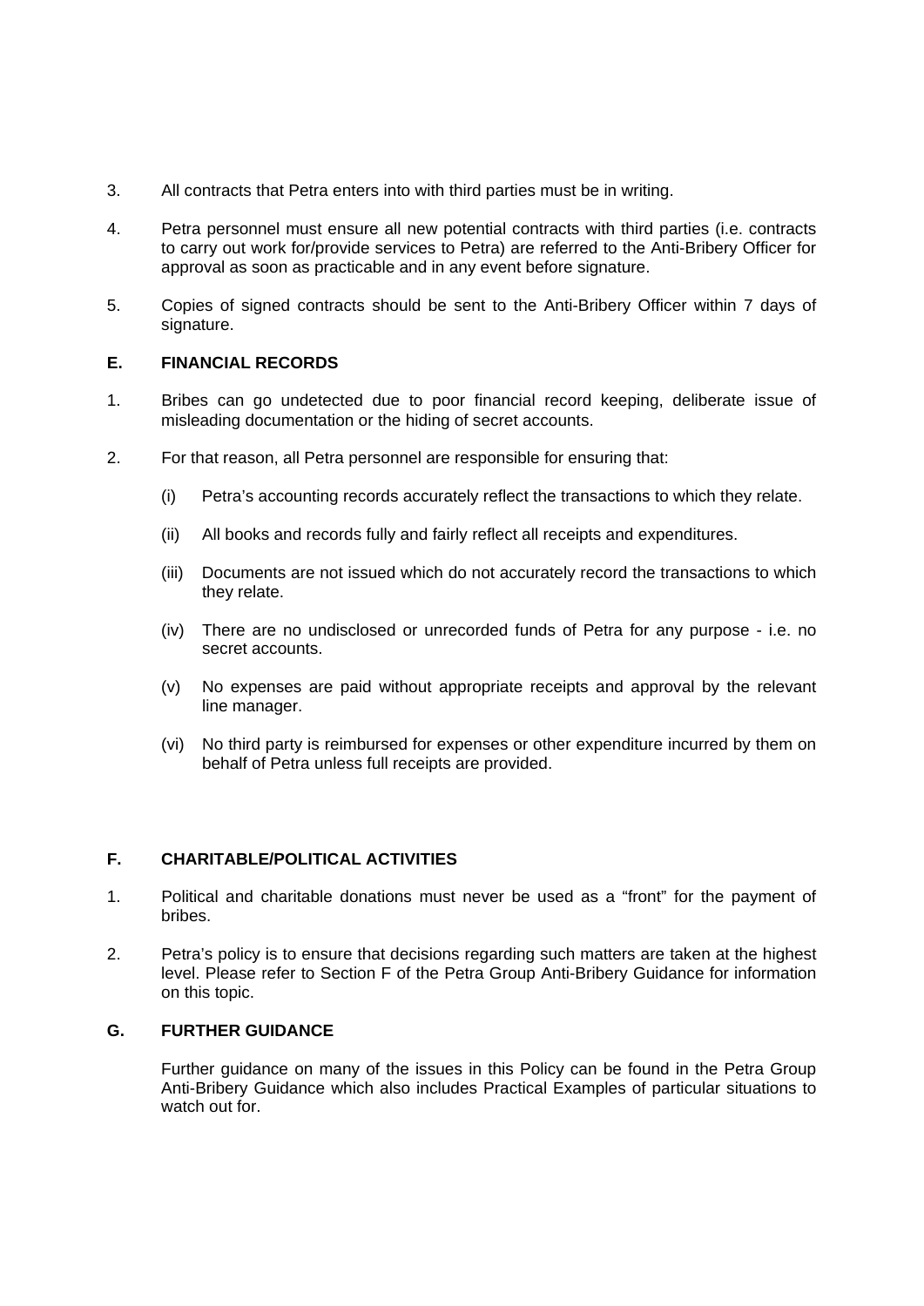3. All contracts that Petra enters into with third parties must be in writing.

4. Petra personnel must ensure all new potential contracts with third parties (i.e. contracts to carry out work for/provide services to Petra) are referred to the Anti-Bribery Officer for approval as soon as practicable and in any event before signature.

5. Copies of signed contracts should be sent to the Anti-Bribery Officer within 7 days of signature.

## E. FINANCIAL RECORDS

1. Bribes can go undetected due to poor financial record keeping, deliberate issue of misleading documentation or the hiding of secret accounts.

2. For that reason, all Petra personnel are responsible for ensuring that:

   (i) Petra's accounting records accurately reflect the transactions to which they relate.

   (ii) All books and records fully and fairly reflect all receipts and expenditures.

   (iii) Documents are not issued which do not accurately record the transactions to which they relate.

   (iv) There are no undisclosed or unrecorded funds of Petra for any purpose - i.e. no secret accounts.

   (v) No expenses are paid without appropriate receipts and approval by the relevant line manager.

   (vi) No third party is reimbursed for expenses or other expenditure incurred by them on behalf of Petra unless full receipts are provided.

## F. CHARITABLE/POLITICAL ACTIVITIES

1. Political and charitable donations must never be used as a "front" for the payment of bribes.

2. Petra's policy is to ensure that decisions regarding such matters are taken at the highest level. Please refer to Section F of the Petra Group Anti-Bribery Guidance for information on this topic.

## G. FURTHER GUIDANCE

Further guidance on many of the issues in this Policy can be found in the Petra Group Anti-Bribery Guidance which also includes Practical Examples of particular situations to watch out for.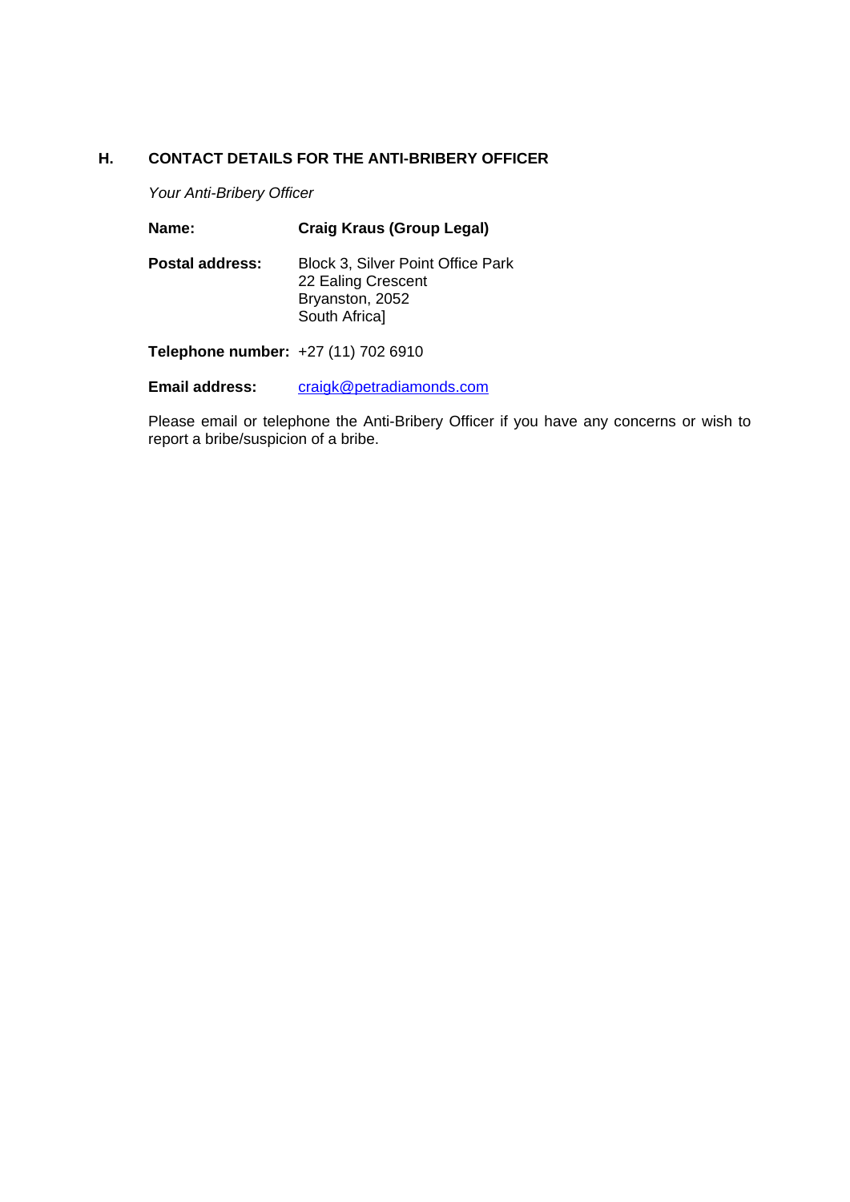## H. CONTACT DETAILS FOR THE ANTI-BRIBERY OFFICER

*Your Anti-Bribery Officer*

**Name:** **Craig Kraus (Group Legal)**

**Postal address:** Block 3, Silver Point Office Park
22 Ealing Crescent
Bryanston, 2052
South Africa]

**Telephone number:** +27 (11) 702 6910

**Email address:** craigk@petradiamonds.com

Please email or telephone the Anti-Bribery Officer if you have any concerns or wish to report a bribe/suspicion of a bribe.